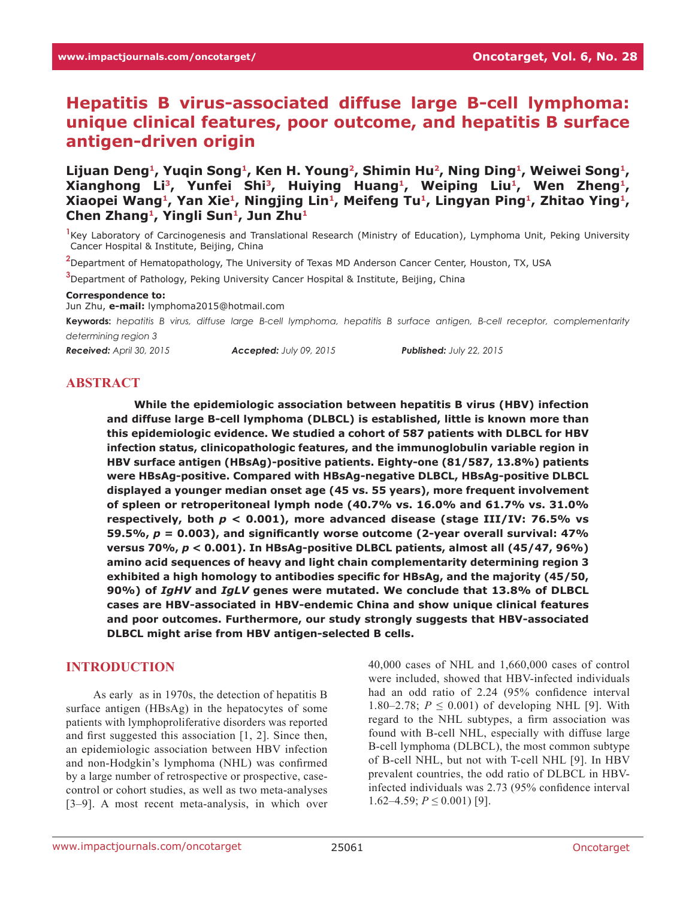# Hepatitis B virus-associated diffuse large B-cell lymphoma: unique clinical features, poor outcome, and hepatitis B surface antigen-driven origin

**Lijuan Deng[1], Yuqin Song[1], Ken H. Young[2], Shimin Hu[2], Ning Ding[1], Weiwei Song[1], Xianghong Li[3], Yunfei Shi[3], Huiying Huang[1], Weiping Liu[1], Wen Zheng[1], Xiaopei Wang[1], Yan Xie[1], Ningjing Lin[1], Meifeng Tu[1], Lingyan Ping[1], Zhitao Ying[1], Chen Zhang[1], Yingli Sun[1], Jun Zhu[1]**

[1]Key Laboratory of Carcinogenesis and Translational Research (Ministry of Education), Lymphoma Unit, Peking University Cancer Hospital & Institute, Beijing, China

[2]Department of Hematopathology, The University of Texas MD Anderson Cancer Center, Houston, TX, USA

[3]Department of Pathology, Peking University Cancer Hospital & Institute, Beijing, China

**Correspondence to:**

Jun Zhu, **e-mail:** lymphoma2015@hotmail.com

**Keywords:** *hepatitis B virus, diffuse large B-cell lymphoma, hepatitis B surface antigen, B-cell receptor, complementarity determining region 3*

***Received:*** *April 30, 2015* ***Accepted:*** *July 09, 2015* ***Published:*** *July 22, 2015*

## ABSTRACT

**While the epidemiologic association between hepatitis B virus (HBV) infection and diffuse large B-cell lymphoma (DLBCL) is established, little is known more than this epidemiologic evidence. We studied a cohort of 587 patients with DLBCL for HBV infection status, clinicopathologic features, and the immunoglobulin variable region in HBV surface antigen (HBsAg)-positive patients. Eighty-one (81/587, 13.8%) patients were HBsAg-positive. Compared with HBsAg-negative DLBCL, HBsAg-positive DLBCL displayed a younger median onset age (45 vs. 55 years), more frequent involvement of spleen or retroperitoneal lymph node (40.7% vs. 16.0% and 61.7% vs. 31.0% respectively, both *p* < 0.001), more advanced disease (stage III/IV: 76.5% vs 59.5%, *p* = 0.003), and significantly worse outcome (2-year overall survival: 47% versus 70%, *p* < 0.001). In HBsAg-positive DLBCL patients, almost all (45/47, 96%) amino acid sequences of heavy and light chain complementarity determining region 3 exhibited a high homology to antibodies specific for HBsAg, and the majority (45/50, 90%) of *IgHV* and *IgLV* genes were mutated. We conclude that 13.8% of DLBCL cases are HBV-associated in HBV-endemic China and show unique clinical features and poor outcomes. Furthermore, our study strongly suggests that HBV-associated DLBCL might arise from HBV antigen-selected B cells.**

## INTRODUCTION

As early as in 1970s, the detection of hepatitis B surface antigen (HBsAg) in the hepatocytes of some patients with lymphoproliferative disorders was reported and first suggested this association [1, 2]. Since then, an epidemiologic association between HBV infection and non-Hodgkin's lymphoma (NHL) was confirmed by a large number of retrospective or prospective, case-control or cohort studies, as well as two meta-analyses [3–9]. A most recent meta-analysis, in which over 40,000 cases of NHL and 1,660,000 cases of control were included, showed that HBV-infected individuals had an odd ratio of 2.24 (95% confidence interval 1.80–2.78; $P \leq 0.001$) of developing NHL [9]. With regard to the NHL subtypes, a firm association was found with B-cell NHL, especially with diffuse large B-cell lymphoma (DLBCL), the most common subtype of B-cell NHL, but not with T-cell NHL [9]. In HBV prevalent countries, the odd ratio of DLBCL in HBV-infected individuals was 2.73 (95% confidence interval 1.62–4.59; $P \leq 0.001$) [9].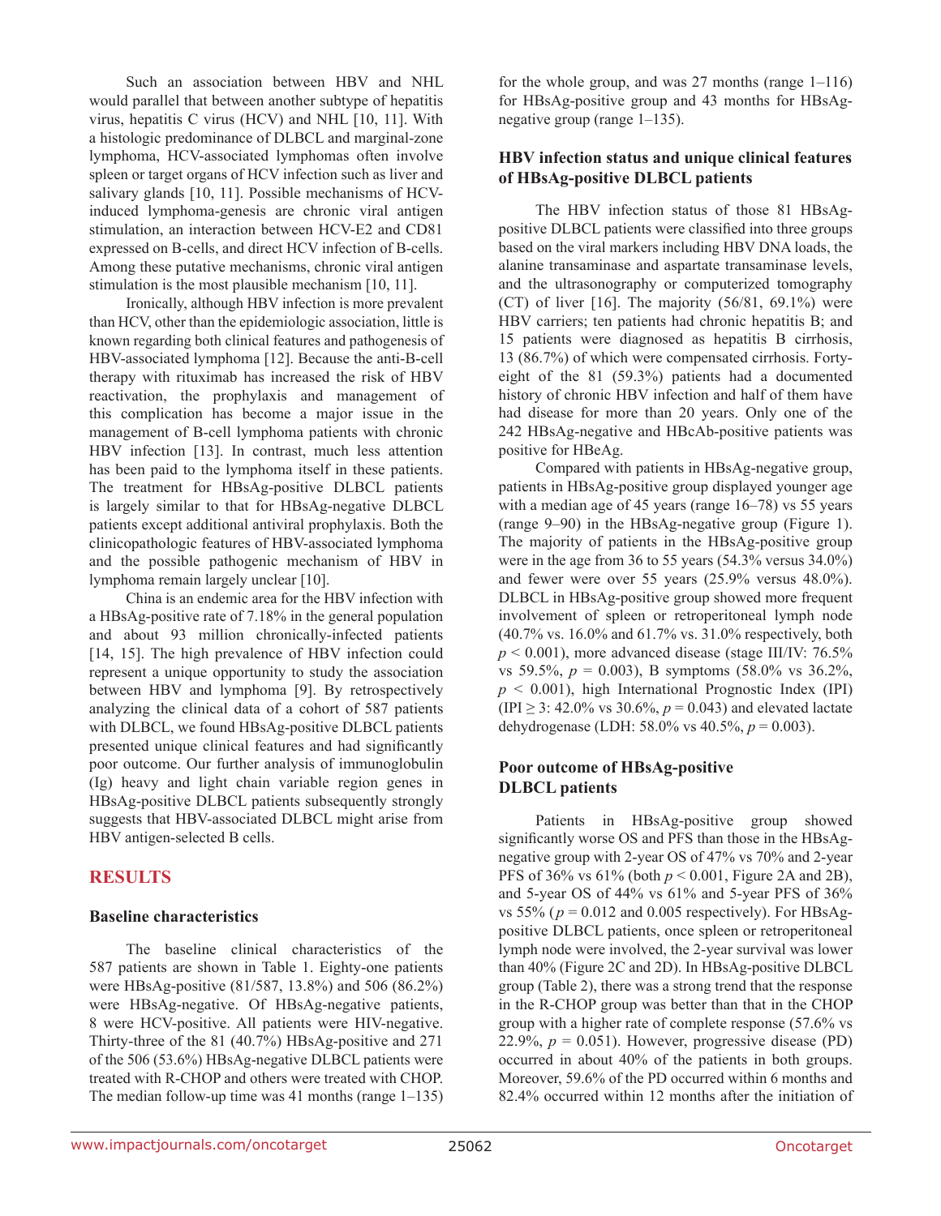Such an association between HBV and NHL would parallel that between another subtype of hepatitis virus, hepatitis C virus (HCV) and NHL [10, 11]. With a histologic predominance of DLBCL and marginal-zone lymphoma, HCV-associated lymphomas often involve spleen or target organs of HCV infection such as liver and salivary glands [10, 11]. Possible mechanisms of HCV-induced lymphoma-genesis are chronic viral antigen stimulation, an interaction between HCV-E2 and CD81 expressed on B-cells, and direct HCV infection of B-cells. Among these putative mechanisms, chronic viral antigen stimulation is the most plausible mechanism [10, 11].

Ironically, although HBV infection is more prevalent than HCV, other than the epidemiologic association, little is known regarding both clinical features and pathogenesis of HBV-associated lymphoma [12]. Because the anti-B-cell therapy with rituximab has increased the risk of HBV reactivation, the prophylaxis and management of this complication has become a major issue in the management of B-cell lymphoma patients with chronic HBV infection [13]. In contrast, much less attention has been paid to the lymphoma itself in these patients. The treatment for HBsAg-positive DLBCL patients is largely similar to that for HBsAg-negative DLBCL patients except additional antiviral prophylaxis. Both the clinicopathologic features of HBV-associated lymphoma and the possible pathogenic mechanism of HBV in lymphoma remain largely unclear [10].

China is an endemic area for the HBV infection with a HBsAg-positive rate of 7.18% in the general population and about 93 million chronically-infected patients [14, 15]. The high prevalence of HBV infection could represent a unique opportunity to study the association between HBV and lymphoma [9]. By retrospectively analyzing the clinical data of a cohort of 587 patients with DLBCL, we found HBsAg-positive DLBCL patients presented unique clinical features and had significantly poor outcome. Our further analysis of immunoglobulin (Ig) heavy and light chain variable region genes in HBsAg-positive DLBCL patients subsequently strongly suggests that HBV-associated DLBCL might arise from HBV antigen-selected B cells.

## RESULTS

### Baseline characteristics

The baseline clinical characteristics of the 587 patients are shown in Table 1. Eighty-one patients were HBsAg-positive (81/587, 13.8%) and 506 (86.2%) were HBsAg-negative. Of HBsAg-negative patients, 8 were HCV-positive. All patients were HIV-negative. Thirty-three of the 81 (40.7%) HBsAg-positive and 271 of the 506 (53.6%) HBsAg-negative DLBCL patients were treated with R-CHOP and others were treated with CHOP. The median follow-up time was 41 months (range 1–135) for the whole group, and was 27 months (range 1–116) for HBsAg-positive group and 43 months for HBsAg-negative group (range 1–135).

### HBV infection status and unique clinical features of HBsAg-positive DLBCL patients

The HBV infection status of those 81 HBsAg-positive DLBCL patients were classified into three groups based on the viral markers including HBV DNA loads, the alanine transaminase and aspartate transaminase levels, and the ultrasonography or computerized tomography (CT) of liver [16]. The majority (56/81, 69.1%) were HBV carriers; ten patients had chronic hepatitis B; and 15 patients were diagnosed as hepatitis B cirrhosis, 13 (86.7%) of which were compensated cirrhosis. Forty-eight of the 81 (59.3%) patients had a documented history of chronic HBV infection and half of them have had disease for more than 20 years. Only one of the 242 HBsAg-negative and HBcAb-positive patients was positive for HBeAg.

Compared with patients in HBsAg-negative group, patients in HBsAg-positive group displayed younger age with a median age of 45 years (range 16–78) vs 55 years (range 9–90) in the HBsAg-negative group (Figure 1). The majority of patients in the HBsAg-positive group were in the age from 36 to 55 years (54.3% versus 34.0%) and fewer were over 55 years (25.9% versus 48.0%). DLBCL in HBsAg-positive group showed more frequent involvement of spleen or retroperitoneal lymph node (40.7% vs. 16.0% and 61.7% vs. 31.0% respectively, both $p < 0.001$), more advanced disease (stage III/IV: 76.5% vs 59.5%, $p = 0.003$), B symptoms (58.0% vs 36.2%, $p < 0.001$), high International Prognostic Index (IPI) (IPI $\geq 3$: 42.0% vs 30.6%, $p = 0.043$) and elevated lactate dehydrogenase (LDH: 58.0% vs 40.5%, $p = 0.003$).

### Poor outcome of HBsAg-positive DLBCL patients

Patients in HBsAg-positive group showed significantly worse OS and PFS than those in the HBsAg-negative group with 2-year OS of 47% vs 70% and 2-year PFS of 36% vs 61% (both $p < 0.001$, Figure 2A and 2B), and 5-year OS of 44% vs 61% and 5-year PFS of 36% vs 55% ($p = 0.012$ and 0.005 respectively). For HBsAg-positive DLBCL patients, once spleen or retroperitoneal lymph node were involved, the 2-year survival was lower than 40% (Figure 2C and 2D). In HBsAg-positive DLBCL group (Table 2), there was a strong trend that the response in the R-CHOP group was better than that in the CHOP group with a higher rate of complete response (57.6% vs 22.9%, $p = 0.051$). However, progressive disease (PD) occurred in about 40% of the patients in both groups. Moreover, 59.6% of the PD occurred within 6 months and 82.4% occurred within 12 months after the initiation of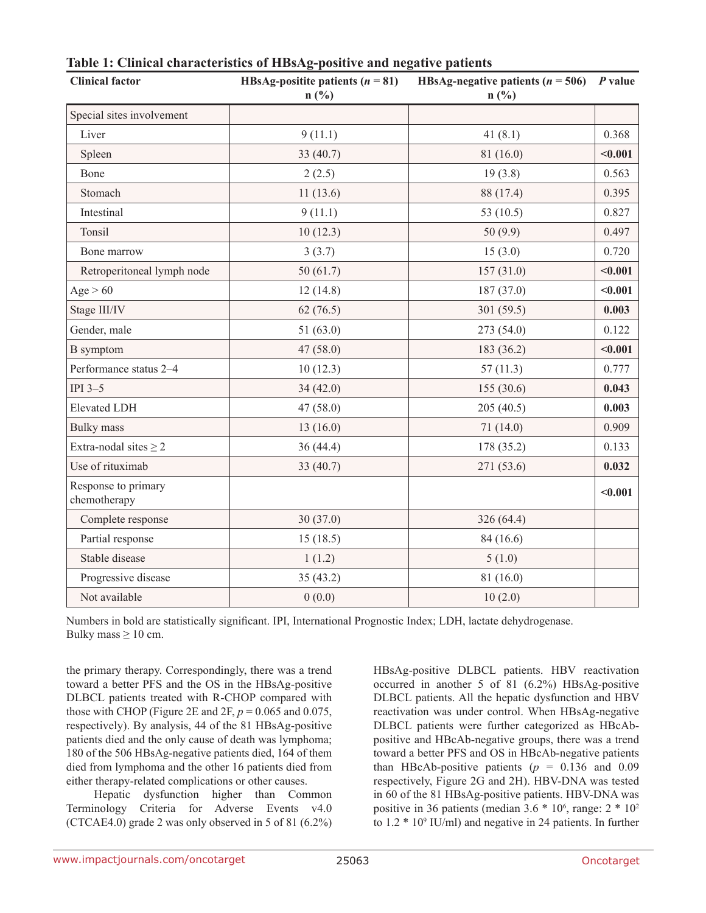**Table 1: Clinical characteristics of HBsAg-positive and negative patients**

| Clinical factor | HBsAg-positite patients ($n$ = 81) n (%) | HBsAg-negative patients ($n$ = 506) n (%) | $P$ value |
|---|---|---|---|
| Special sites involvement | | | |
| Liver | 9 (11.1) | 41 (8.1) | 0.368 |
| Spleen | 33 (40.7) | 81 (16.0) | **<0.001** |
| Bone | 2 (2.5) | 19 (3.8) | 0.563 |
| Stomach | 11 (13.6) | 88 (17.4) | 0.395 |
| Intestinal | 9 (11.1) | 53 (10.5) | 0.827 |
| Tonsil | 10 (12.3) | 50 (9.9) | 0.497 |
| Bone marrow | 3 (3.7) | 15 (3.0) | 0.720 |
| Retroperitoneal lymph node | 50 (61.7) | 157 (31.0) | **<0.001** |
| Age > 60 | 12 (14.8) | 187 (37.0) | **<0.001** |
| Stage III/IV | 62 (76.5) | 301 (59.5) | **0.003** |
| Gender, male | 51 (63.0) | 273 (54.0) | 0.122 |
| B symptom | 47 (58.0) | 183 (36.2) | **<0.001** |
| Performance status 2–4 | 10 (12.3) | 57 (11.3) | 0.777 |
| IPI 3–5 | 34 (42.0) | 155 (30.6) | **0.043** |
| Elevated LDH | 47 (58.0) | 205 (40.5) | **0.003** |
| Bulky mass | 13 (16.0) | 71 (14.0) | 0.909 |
| Extra-nodal sites ≥ 2 | 36 (44.4) | 178 (35.2) | 0.133 |
| Use of rituximab | 33 (40.7) | 271 (53.6) | **0.032** |
| Response to primary chemotherapy | | | **<0.001** |
| Complete response | 30 (37.0) | 326 (64.4) | |
| Partial response | 15 (18.5) | 84 (16.6) | |
| Stable disease | 1 (1.2) | 5 (1.0) | |
| Progressive disease | 35 (43.2) | 81 (16.0) | |
| Not available | 0 (0.0) | 10 (2.0) | |

Numbers in bold are statistically significant. IPI, International Prognostic Index; LDH, lactate dehydrogenase. Bulky mass ≥ 10 cm.

the primary therapy. Correspondingly, there was a trend toward a better PFS and the OS in the HBsAg-positive DLBCL patients treated with R-CHOP compared with those with CHOP (Figure 2E and 2F, $p$ = 0.065 and 0.075, respectively). By analysis, 44 of the 81 HBsAg-positive patients died and the only cause of death was lymphoma; 180 of the 506 HBsAg-negative patients died, 164 of them died from lymphoma and the other 16 patients died from either therapy-related complications or other causes.

Hepatic dysfunction higher than Common Terminology Criteria for Adverse Events v4.0 (CTCAE4.0) grade 2 was only observed in 5 of 81 (6.2%) HBsAg-positive DLBCL patients. HBV reactivation occurred in another 5 of 81 (6.2%) HBsAg-positive DLBCL patients. All the hepatic dysfunction and HBV reactivation was under control. When HBsAg-negative DLBCL patients were further categorized as HBcAb-positive and HBcAb-negative groups, there was a trend toward a better PFS and OS in HBcAb-negative patients than HBcAb-positive patients ($p$ = 0.136 and 0.09 respectively, Figure 2G and 2H). HBV-DNA was tested in 60 of the 81 HBsAg-positive patients. HBV-DNA was positive in 36 patients (median $3.6 * 10^6$, range: $2 * 10^2$ to $1.2 * 10^9$ IU/ml) and negative in 24 patients. In further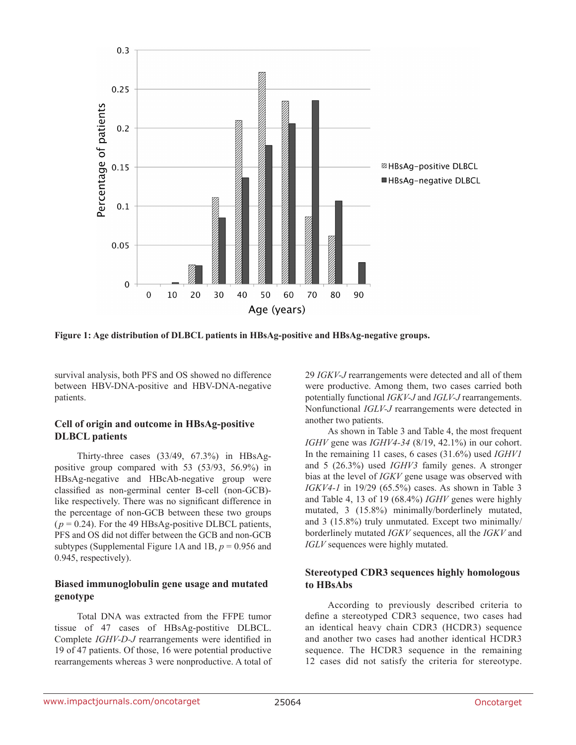**Figure 1: Age distribution of DLBCL patients in HBsAg-positive and HBsAg-negative groups.**

survival analysis, both PFS and OS showed no difference between HBV-DNA-positive and HBV-DNA-negative patients.

### Cell of origin and outcome in HBsAg-positive DLBCL patients

Thirty-three cases (33/49, 67.3%) in HBsAg-positive group compared with 53 (53/93, 56.9%) in HBsAg-negative and HBcAb-negative group were classified as non-germinal center B-cell (non-GCB)-like respectively. There was no significant difference in the percentage of non-GCB between these two groups ($p = 0.24$). For the 49 HBsAg-positive DLBCL patients, PFS and OS did not differ between the GCB and non-GCB subtypes (Supplemental Figure 1A and 1B, $p = 0.956$ and 0.945, respectively).

### Biased immunoglobulin gene usage and mutated genotype

Total DNA was extracted from the FFPE tumor tissue of 47 cases of HBsAg-postitive DLBCL. Complete *IGHV-D-J* rearrangements were identified in 19 of 47 patients. Of those, 16 were potential productive rearrangements whereas 3 were nonproductive. A total of 29 *IGKV-J* rearrangements were detected and all of them were productive. Among them, two cases carried both potentially functional *IGKV-J* and *IGLV-J* rearrangements. Nonfunctional *IGLV-J* rearrangements were detected in another two patients.

As shown in Table 3 and Table 4, the most frequent *IGHV* gene was *IGHV4-34* (8/19, 42.1%) in our cohort. In the remaining 11 cases, 6 cases (31.6%) used *IGHV1* and 5 (26.3%) used *IGHV3* family genes. A stronger bias at the level of *IGKV* gene usage was observed with *IGKV4-1* in 19/29 (65.5%) cases. As shown in Table 3 and Table 4, 13 of 19 (68.4%) *IGHV* genes were highly mutated, 3 (15.8%) minimally/borderlinely mutated, and 3 (15.8%) truly unmutated. Except two minimally/borderlinely mutated *IGKV* sequences, all the *IGKV* and *IGLV* sequences were highly mutated.

### Stereotyped CDR3 sequences highly homologous to HBsAbs

According to previously described criteria to define a stereotyped CDR3 sequence, two cases had an identical heavy chain CDR3 (HCDR3) sequence and another two cases had another identical HCDR3 sequence. The HCDR3 sequence in the remaining 12 cases did not satisfy the criteria for stereotype.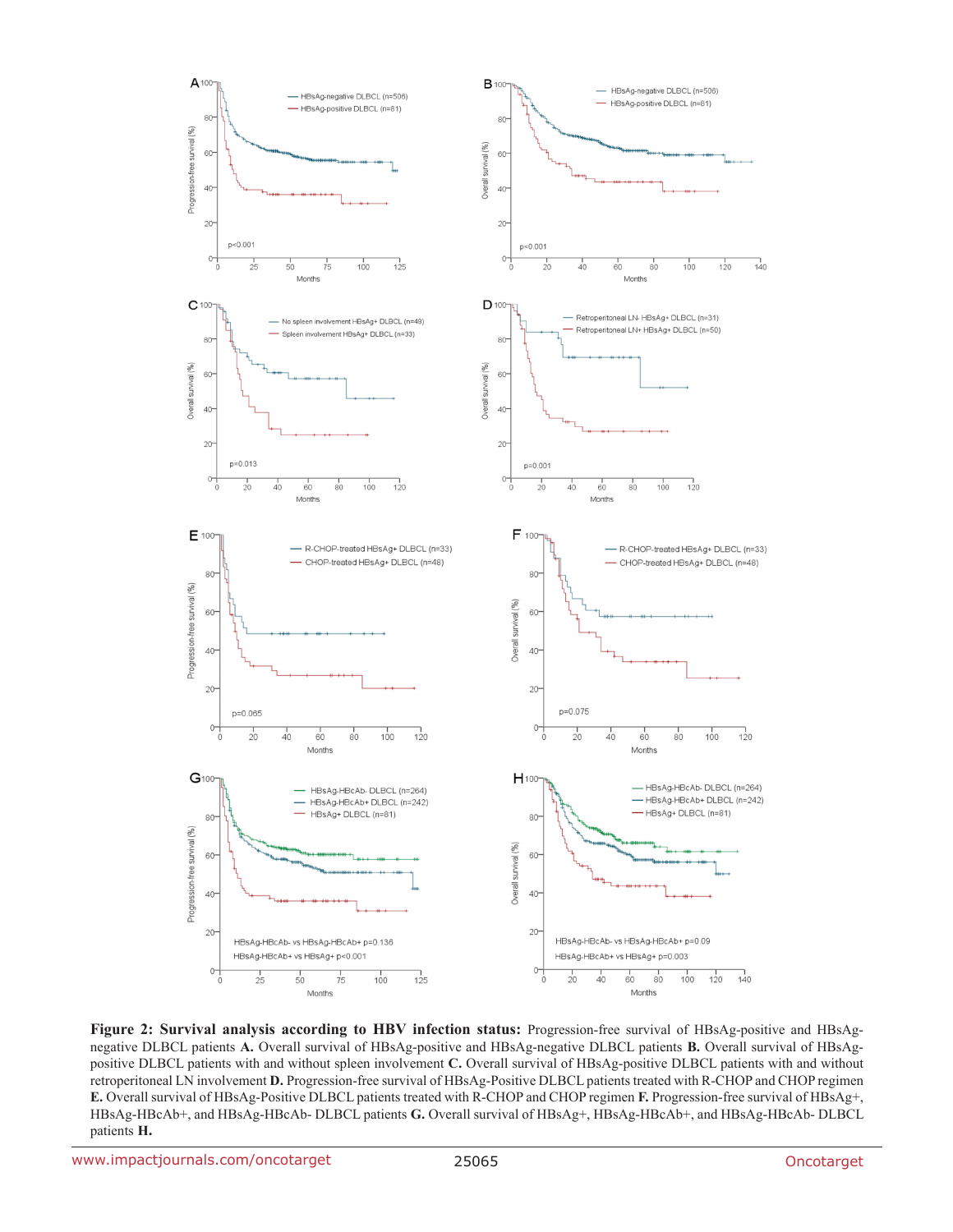**Figure 2: Survival analysis according to HBV infection status:** Progression-free survival of HBsAg-positive and HBsAg-negative DLBCL patients **A.** Overall survival of HBsAg-positive and HBsAg-negative DLBCL patients **B.** Overall survival of HBsAg-positive DLBCL patients with and without spleen involvement **C.** Overall survival of HBsAg-positive DLBCL patients with and without retroperitoneal LN involvement **D.** Progression-free survival of HBsAg-Positive DLBCL patients treated with R-CHOP and CHOP regimen **E.** Overall survival of HBsAg-Positive DLBCL patients treated with R-CHOP and CHOP regimen **F.** Progression-free survival of HBsAg+, HBsAg-HBcAb+, and HBsAg-HBcAb- DLBCL patients **G.** Overall survival of HBsAg+, HBsAg-HBcAb+, and HBsAg-HBcAb- DLBCL patients **H.**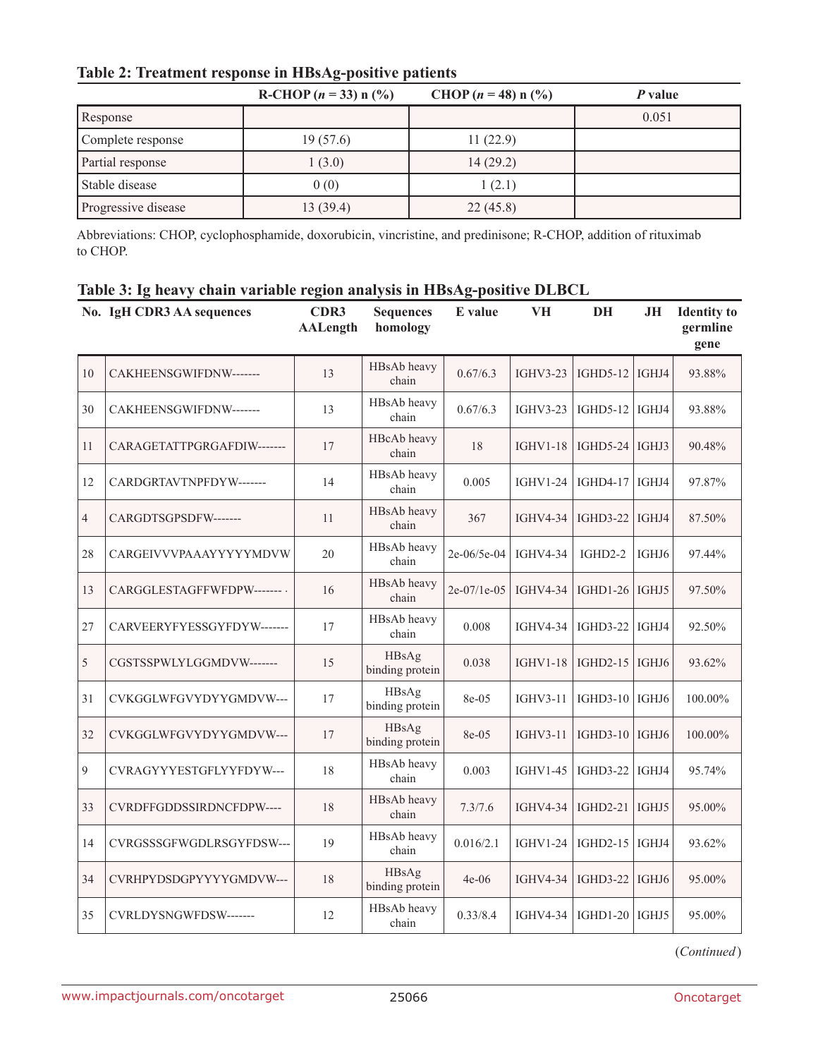**Table 2: Treatment response in HBsAg-positive patients**

| | R-CHOP (*n* = 33) n (%) | CHOP (*n* = 48) n (%) | *P* value |
|---|---|---|---|
| Response | | | 0.051 |
| Complete response | 19 (57.6) | 11 (22.9) | |
| Partial response | 1 (3.0) | 14 (29.2) | |
| Stable disease | 0 (0) | 1 (2.1) | |
| Progressive disease | 13 (39.4) | 22 (45.8) | |

Abbreviations: CHOP, cyclophosphamide, doxorubicin, vincristine, and predinisone; R-CHOP, addition of rituximab to CHOP.

**Table 3: Ig heavy chain variable region analysis in HBsAg-positive DLBCL**

| No. | IgH CDR3 AA sequences | CDR3 AALength | Sequences homology | E value | VH | DH | JH | Identity to germline gene |
|---|---|---|---|---|---|---|---|---|
| 10 | CAKHEENSGWIFDNW------- | 13 | HBsAb heavy chain | 0.67/6.3 | IGHV3-23 | IGHD5-12 | IGHJ4 | 93.88% |
| 30 | CAKHEENSGWIFDNW------- | 13 | HBsAb heavy chain | 0.67/6.3 | IGHV3-23 | IGHD5-12 | IGHJ4 | 93.88% |
| 11 | CARAGETATTPGRGAFDIW------- | 17 | HBcAb heavy chain | 18 | IGHV1-18 | IGHD5-24 | IGHJ3 | 90.48% |
| 12 | CARDGRTAVTNPFDYW------- | 14 | HBsAb heavy chain | 0.005 | IGHV1-24 | IGHD4-17 | IGHJ4 | 97.87% |
| 4 | CARGDTSGPSDFW------- | 11 | HBsAb heavy chain | 367 | IGHV4-34 | IGHD3-22 | IGHJ4 | 87.50% |
| 28 | CARGEIVVVPAAAYYYYYMDVW | 20 | HBsAb heavy chain | 2e-06/5e-04 | IGHV4-34 | IGHD2-2 | IGHJ6 | 97.44% |
| 13 | CARGGLESTAGFFWFDPW------- | 16 | HBsAb heavy chain | 2e-07/1e-05 | IGHV4-34 | IGHD1-26 | IGHJ5 | 97.50% |
| 27 | CARVEERYFYESSGYFDYW------- | 17 | HBsAb heavy chain | 0.008 | IGHV4-34 | IGHD3-22 | IGHJ4 | 92.50% |
| 5 | CGSTSSPWLYLGGMDVW------- | 15 | HBsAg binding protein | 0.038 | IGHV1-18 | IGHD2-15 | IGHJ6 | 93.62% |
| 31 | CVKGGLWFGVYDYYGMDVW--- | 17 | HBsAg binding protein | 8e-05 | IGHV3-11 | IGHD3-10 | IGHJ6 | 100.00% |
| 32 | CVKGGLWFGVYDYYGMDVW--- | 17 | HBsAg binding protein | 8e-05 | IGHV3-11 | IGHD3-10 | IGHJ6 | 100.00% |
| 9 | CVRAGYYYESTGFLYYFDYW--- | 18 | HBsAb heavy chain | 0.003 | IGHV1-45 | IGHD3-22 | IGHJ4 | 95.74% |
| 33 | CVRDFFGDDSSIRDNCFDPW---- | 18 | HBsAb heavy chain | 7.3/7.6 | IGHV4-34 | IGHD2-21 | IGHJ5 | 95.00% |
| 14 | CVRGSSSGFWGDLRSGYFDSW--- | 19 | HBsAb heavy chain | 0.016/2.1 | IGHV1-24 | IGHD2-15 | IGHJ4 | 93.62% |
| 34 | CVRHPYDSDGPYYYYGMDVW--- | 18 | HBsAg binding protein | 4e-06 | IGHV4-34 | IGHD3-22 | IGHJ6 | 95.00% |
| 35 | CVRLDYSNGWFDSW------- | 12 | HBsAb heavy chain | 0.33/8.4 | IGHV4-34 | IGHD1-20 | IGHJ5 | 95.00% |

(*Continued*)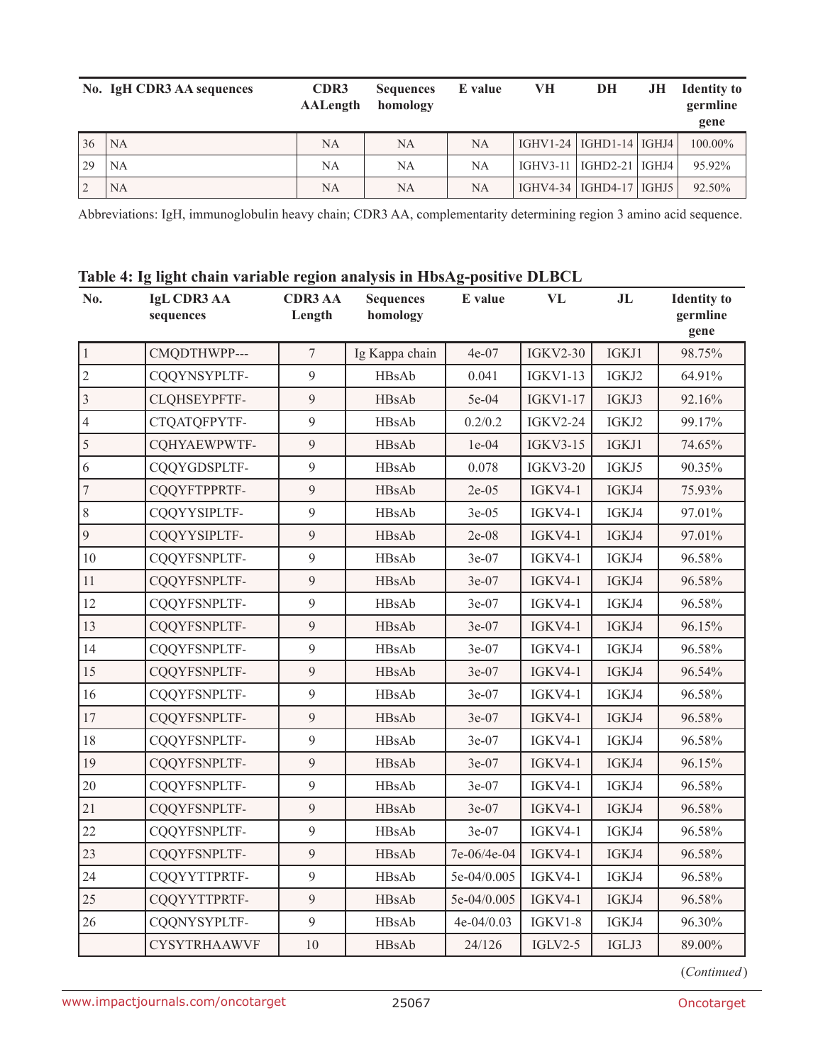| No. | IgH CDR3 AA sequences | CDR3 AALength | Sequences homology | E value | VH | DH | JH | Identity to germline gene |
|---|---|---|---|---|---|---|---|---|
| 36 | NA | NA | NA | NA | IGHV1-24 | IGHD1-14 | IGHJ4 | 100.00% |
| 29 | NA | NA | NA | NA | IGHV3-11 | IGHD2-21 | IGHJ4 | 95.92% |
| 2 | NA | NA | NA | NA | IGHV4-34 | IGHD4-17 | IGHJ5 | 92.50% |

Abbreviations: IgH, immunoglobulin heavy chain; CDR3 AA, complementarity determining region 3 amino acid sequence.

**Table 4: Ig light chain variable region analysis in HbsAg-positive DLBCL**

| No. | IgL CDR3 AA sequences | CDR3 AA Length | Sequences homology | E value | VL | JL | Identity to germline gene |
|---|---|---|---|---|---|---|---|
| 1 | CMQDTHWPP--- | 7 | Ig Kappa chain | 4e-07 | IGKV2-30 | IGKJ1 | 98.75% |
| 2 | CQQYNSYPLTF- | 9 | HBsAb | 0.041 | IGKV1-13 | IGKJ2 | 64.91% |
| 3 | CLQHSEYPFTF- | 9 | HBsAb | 5e-04 | IGKV1-17 | IGKJ3 | 92.16% |
| 4 | CTQATQFPYTF- | 9 | HBsAb | 0.2/0.2 | IGKV2-24 | IGKJ2 | 99.17% |
| 5 | CQHYAEWPWTF- | 9 | HBsAb | 1e-04 | IGKV3-15 | IGKJ1 | 74.65% |
| 6 | CQQYGDSPLTF- | 9 | HBsAb | 0.078 | IGKV3-20 | IGKJ5 | 90.35% |
| 7 | CQQYFTPPRTF- | 9 | HBsAb | 2e-05 | IGKV4-1 | IGKJ4 | 75.93% |
| 8 | CQQYYSIPLTF- | 9 | HBsAb | 3e-05 | IGKV4-1 | IGKJ4 | 97.01% |
| 9 | CQQYYSIPLTF- | 9 | HBsAb | 2e-08 | IGKV4-1 | IGKJ4 | 97.01% |
| 10 | CQQYFSNPLTF- | 9 | HBsAb | 3e-07 | IGKV4-1 | IGKJ4 | 96.58% |
| 11 | CQQYFSNPLTF- | 9 | HBsAb | 3e-07 | IGKV4-1 | IGKJ4 | 96.58% |
| 12 | CQQYFSNPLTF- | 9 | HBsAb | 3e-07 | IGKV4-1 | IGKJ4 | 96.58% |
| 13 | CQQYFSNPLTF- | 9 | HBsAb | 3e-07 | IGKV4-1 | IGKJ4 | 96.15% |
| 14 | CQQYFSNPLTF- | 9 | HBsAb | 3e-07 | IGKV4-1 | IGKJ4 | 96.58% |
| 15 | CQQYFSNPLTF- | 9 | HBsAb | 3e-07 | IGKV4-1 | IGKJ4 | 96.54% |
| 16 | CQQYFSNPLTF- | 9 | HBsAb | 3e-07 | IGKV4-1 | IGKJ4 | 96.58% |
| 17 | CQQYFSNPLTF- | 9 | HBsAb | 3e-07 | IGKV4-1 | IGKJ4 | 96.58% |
| 18 | CQQYFSNPLTF- | 9 | HBsAb | 3e-07 | IGKV4-1 | IGKJ4 | 96.58% |
| 19 | CQQYFSNPLTF- | 9 | HBsAb | 3e-07 | IGKV4-1 | IGKJ4 | 96.15% |
| 20 | CQQYFSNPLTF- | 9 | HBsAb | 3e-07 | IGKV4-1 | IGKJ4 | 96.58% |
| 21 | CQQYFSNPLTF- | 9 | HBsAb | 3e-07 | IGKV4-1 | IGKJ4 | 96.58% |
| 22 | CQQYFSNPLTF- | 9 | HBsAb | 3e-07 | IGKV4-1 | IGKJ4 | 96.58% |
| 23 | CQQYFSNPLTF- | 9 | HBsAb | 7e-06/4e-04 | IGKV4-1 | IGKJ4 | 96.58% |
| 24 | CQQYYTTPRTF- | 9 | HBsAb | 5e-04/0.005 | IGKV4-1 | IGKJ4 | 96.58% |
| 25 | CQQYYTTPRTF- | 9 | HBsAb | 5e-04/0.005 | IGKV4-1 | IGKJ4 | 96.58% |
| 26 | CQQNYSYPLTF- | 9 | HBsAb | 4e-04/0.03 | IGKV1-8 | IGKJ4 | 96.30% |
| | CYSYTRHAAWVF | 10 | HBsAb | 24/126 | IGLV2-5 | IGLJ3 | 89.00% |

(*Continued*)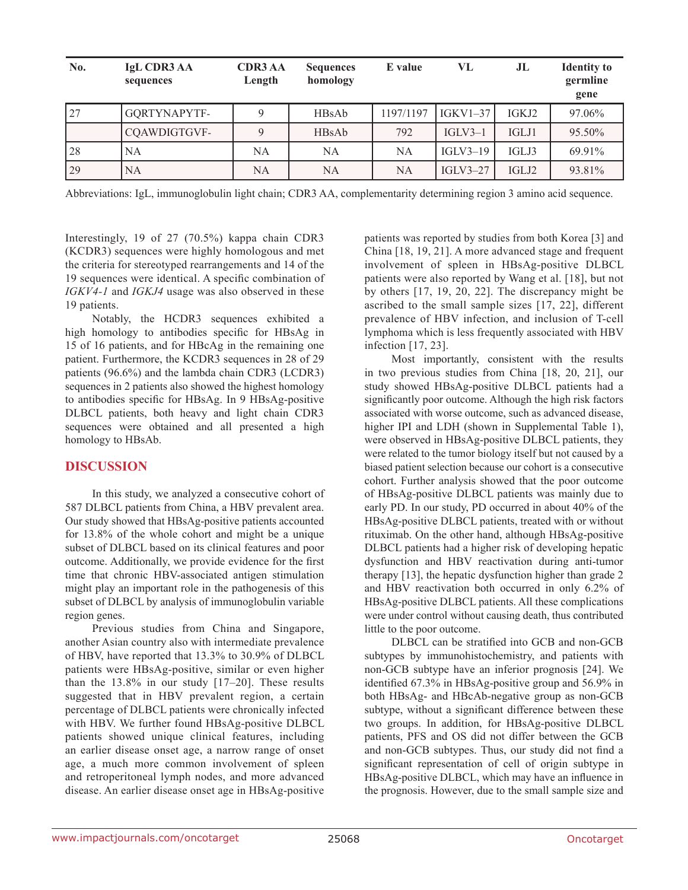| No. | IgL CDR3 AA sequences | CDR3 AA Length | Sequences homology | E value | VL | JL | Identity to germline gene |
|---|---|---|---|---|---|---|---|
| 27 | GQRTYNAPYTF- | 9 | HBsAb | 1197/1197 | IGKV1–37 | IGKJ2 | 97.06% |
| | CQAWDIGTGVF- | 9 | HBsAb | 792 | IGLV3–1 | IGLJ1 | 95.50% |
| 28 | NA | NA | NA | NA | IGLV3–19 | IGLJ3 | 69.91% |
| 29 | NA | NA | NA | NA | IGLV3–27 | IGLJ2 | 93.81% |

Abbreviations: IgL, immunoglobulin light chain; CDR3 AA, complementarity determining region 3 amino acid sequence.

Interestingly, 19 of 27 (70.5%) kappa chain CDR3 (KCDR3) sequences were highly homologous and met the criteria for stereotyped rearrangements and 14 of the 19 sequences were identical. A specific combination of *IGKV4-1* and *IGKJ4* usage was also observed in these 19 patients.

Notably, the HCDR3 sequences exhibited a high homology to antibodies specific for HBsAg in 15 of 16 patients, and for HBcAg in the remaining one patient. Furthermore, the KCDR3 sequences in 28 of 29 patients (96.6%) and the lambda chain CDR3 (LCDR3) sequences in 2 patients also showed the highest homology to antibodies specific for HBsAg. In 9 HBsAg-positive DLBCL patients, both heavy and light chain CDR3 sequences were obtained and all presented a high homology to HBsAb.

## DISCUSSION

In this study, we analyzed a consecutive cohort of 587 DLBCL patients from China, a HBV prevalent area. Our study showed that HBsAg-positive patients accounted for 13.8% of the whole cohort and might be a unique subset of DLBCL based on its clinical features and poor outcome. Additionally, we provide evidence for the first time that chronic HBV-associated antigen stimulation might play an important role in the pathogenesis of this subset of DLBCL by analysis of immunoglobulin variable region genes.

Previous studies from China and Singapore, another Asian country also with intermediate prevalence of HBV, have reported that 13.3% to 30.9% of DLBCL patients were HBsAg-positive, similar or even higher than the 13.8% in our study [17–20]. These results suggested that in HBV prevalent region, a certain percentage of DLBCL patients were chronically infected with HBV. We further found HBsAg-positive DLBCL patients showed unique clinical features, including an earlier disease onset age, a narrow range of onset age, a much more common involvement of spleen and retroperitoneal lymph nodes, and more advanced disease. An earlier disease onset age in HBsAg-positive patients was reported by studies from both Korea [3] and China [18, 19, 21]. A more advanced stage and frequent involvement of spleen in HBsAg-positive DLBCL patients were also reported by Wang et al. [18], but not by others [17, 19, 20, 22]. The discrepancy might be ascribed to the small sample sizes [17, 22], different prevalence of HBV infection, and inclusion of T-cell lymphoma which is less frequently associated with HBV infection [17, 23].

Most importantly, consistent with the results in two previous studies from China [18, 20, 21], our study showed HBsAg-positive DLBCL patients had a significantly poor outcome. Although the high risk factors associated with worse outcome, such as advanced disease, higher IPI and LDH (shown in Supplemental Table 1), were observed in HBsAg-positive DLBCL patients, they were related to the tumor biology itself but not caused by a biased patient selection because our cohort is a consecutive cohort. Further analysis showed that the poor outcome of HBsAg-positive DLBCL patients was mainly due to early PD. In our study, PD occurred in about 40% of the HBsAg-positive DLBCL patients, treated with or without rituximab. On the other hand, although HBsAg-positive DLBCL patients had a higher risk of developing hepatic dysfunction and HBV reactivation during anti-tumor therapy [13], the hepatic dysfunction higher than grade 2 and HBV reactivation both occurred in only 6.2% of HBsAg-positive DLBCL patients. All these complications were under control without causing death, thus contributed little to the poor outcome.

DLBCL can be stratified into GCB and non-GCB subtypes by immunohistochemistry, and patients with non-GCB subtype have an inferior prognosis [24]. We identified 67.3% in HBsAg-positive group and 56.9% in both HBsAg- and HBcAb-negative group as non-GCB subtype, without a significant difference between these two groups. In addition, for HBsAg-positive DLBCL patients, PFS and OS did not differ between the GCB and non-GCB subtypes. Thus, our study did not find a significant representation of cell of origin subtype in HBsAg-positive DLBCL, which may have an influence in the prognosis. However, due to the small sample size and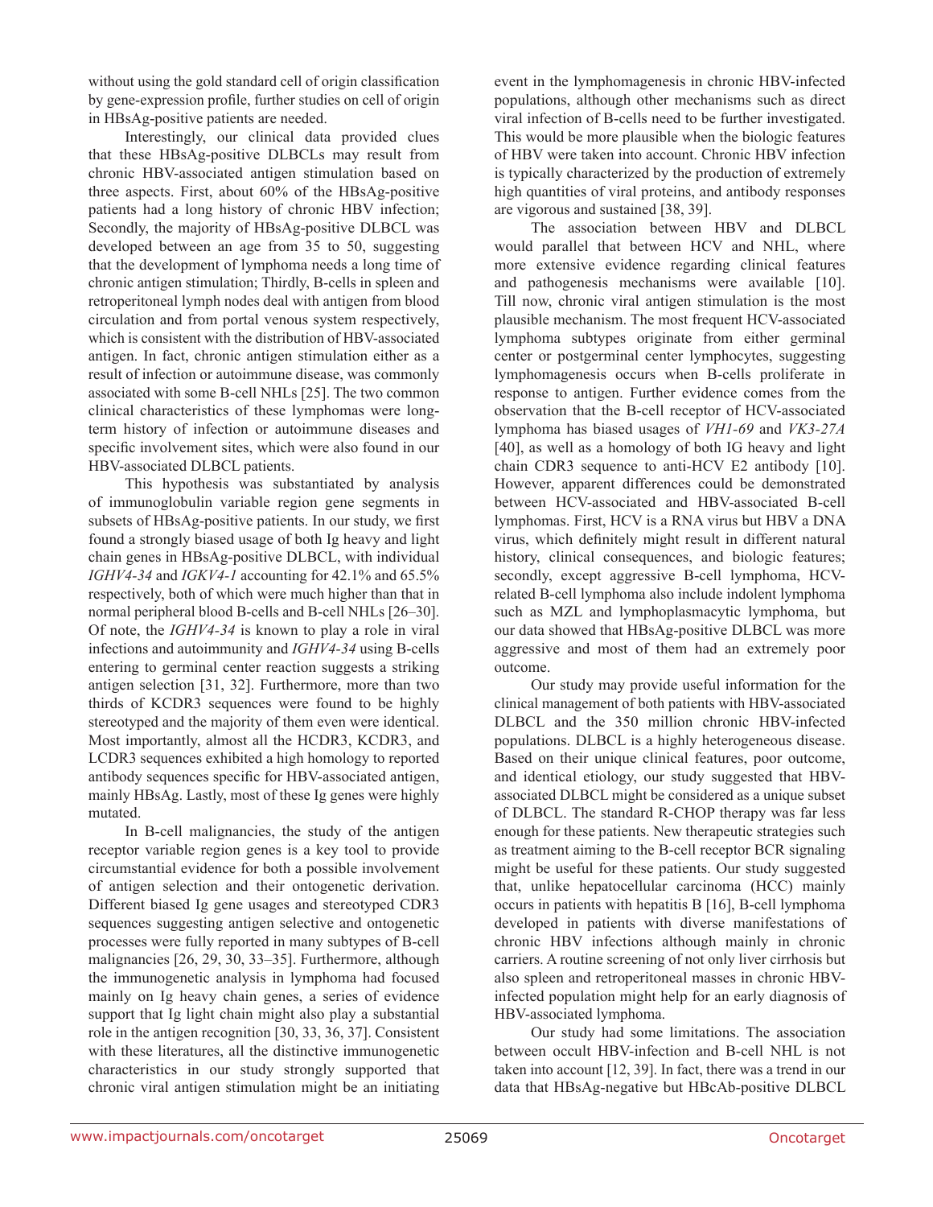without using the gold standard cell of origin classification by gene-expression profile, further studies on cell of origin in HBsAg-positive patients are needed.

Interestingly, our clinical data provided clues that these HBsAg-positive DLBCLs may result from chronic HBV-associated antigen stimulation based on three aspects. First, about 60% of the HBsAg-positive patients had a long history of chronic HBV infection; Secondly, the majority of HBsAg-positive DLBCL was developed between an age from 35 to 50, suggesting that the development of lymphoma needs a long time of chronic antigen stimulation; Thirdly, B-cells in spleen and retroperitoneal lymph nodes deal with antigen from blood circulation and from portal venous system respectively, which is consistent with the distribution of HBV-associated antigen. In fact, chronic antigen stimulation either as a result of infection or autoimmune disease, was commonly associated with some B-cell NHLs [25]. The two common clinical characteristics of these lymphomas were long-term history of infection or autoimmune diseases and specific involvement sites, which were also found in our HBV-associated DLBCL patients.

This hypothesis was substantiated by analysis of immunoglobulin variable region gene segments in subsets of HBsAg-positive patients. In our study, we first found a strongly biased usage of both Ig heavy and light chain genes in HBsAg-positive DLBCL, with individual *IGHV4-34* and *IGKV4-1* accounting for 42.1% and 65.5% respectively, both of which were much higher than that in normal peripheral blood B-cells and B-cell NHLs [26–30]. Of note, the *IGHV4-34* is known to play a role in viral infections and autoimmunity and *IGHV4-34* using B-cells entering to germinal center reaction suggests a striking antigen selection [31, 32]. Furthermore, more than two thirds of KCDR3 sequences were found to be highly stereotyped and the majority of them even were identical. Most importantly, almost all the HCDR3, KCDR3, and LCDR3 sequences exhibited a high homology to reported antibody sequences specific for HBV-associated antigen, mainly HBsAg. Lastly, most of these Ig genes were highly mutated.

In B-cell malignancies, the study of the antigen receptor variable region genes is a key tool to provide circumstantial evidence for both a possible involvement of antigen selection and their ontogenetic derivation. Different biased Ig gene usages and stereotyped CDR3 sequences suggesting antigen selective and ontogenetic processes were fully reported in many subtypes of B-cell malignancies [26, 29, 30, 33–35]. Furthermore, although the immunogenetic analysis in lymphoma had focused mainly on Ig heavy chain genes, a series of evidence support that Ig light chain might also play a substantial role in the antigen recognition [30, 33, 36, 37]. Consistent with these literatures, all the distinctive immunogenetic characteristics in our study strongly supported that chronic viral antigen stimulation might be an initiating event in the lymphomagenesis in chronic HBV-infected populations, although other mechanisms such as direct viral infection of B-cells need to be further investigated. This would be more plausible when the biologic features of HBV were taken into account. Chronic HBV infection is typically characterized by the production of extremely high quantities of viral proteins, and antibody responses are vigorous and sustained [38, 39].

The association between HBV and DLBCL would parallel that between HCV and NHL, where more extensive evidence regarding clinical features and pathogenesis mechanisms were available [10]. Till now, chronic viral antigen stimulation is the most plausible mechanism. The most frequent HCV-associated lymphoma subtypes originate from either germinal center or postgerminal center lymphocytes, suggesting lymphomagenesis occurs when B-cells proliferate in response to antigen. Further evidence comes from the observation that the B-cell receptor of HCV-associated lymphoma has biased usages of *VH1-69* and *VK3-27A* [40], as well as a homology of both IG heavy and light chain CDR3 sequence to anti-HCV E2 antibody [10]. However, apparent differences could be demonstrated between HCV-associated and HBV-associated B-cell lymphomas. First, HCV is a RNA virus but HBV a DNA virus, which definitely might result in different natural history, clinical consequences, and biologic features; secondly, except aggressive B-cell lymphoma, HCV-related B-cell lymphoma also include indolent lymphoma such as MZL and lymphoplasmacytic lymphoma, but our data showed that HBsAg-positive DLBCL was more aggressive and most of them had an extremely poor outcome.

Our study may provide useful information for the clinical management of both patients with HBV-associated DLBCL and the 350 million chronic HBV-infected populations. DLBCL is a highly heterogeneous disease. Based on their unique clinical features, poor outcome, and identical etiology, our study suggested that HBV-associated DLBCL might be considered as a unique subset of DLBCL. The standard R-CHOP therapy was far less enough for these patients. New therapeutic strategies such as treatment aiming to the B-cell receptor BCR signaling might be useful for these patients. Our study suggested that, unlike hepatocellular carcinoma (HCC) mainly occurs in patients with hepatitis B [16], B-cell lymphoma developed in patients with diverse manifestations of chronic HBV infections although mainly in chronic carriers. A routine screening of not only liver cirrhosis but also spleen and retroperitoneal masses in chronic HBV-infected population might help for an early diagnosis of HBV-associated lymphoma.

Our study had some limitations. The association between occult HBV-infection and B-cell NHL is not taken into account [12, 39]. In fact, there was a trend in our data that HBsAg-negative but HBcAb-positive DLBCL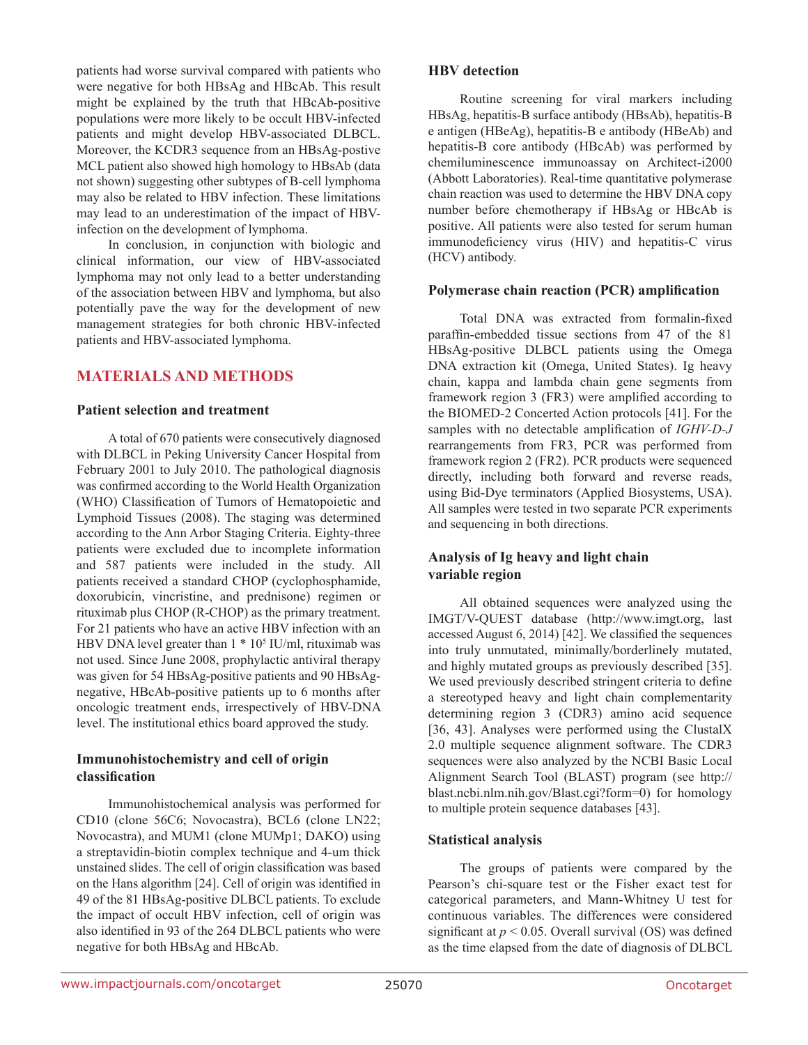patients had worse survival compared with patients who were negative for both HBsAg and HBcAb. This result might be explained by the truth that HBcAb-positive populations were more likely to be occult HBV-infected patients and might develop HBV-associated DLBCL. Moreover, the KCDR3 sequence from an HBsAg-postive MCL patient also showed high homology to HBsAb (data not shown) suggesting other subtypes of B-cell lymphoma may also be related to HBV infection. These limitations may lead to an underestimation of the impact of HBV-infection on the development of lymphoma.

In conclusion, in conjunction with biologic and clinical information, our view of HBV-associated lymphoma may not only lead to a better understanding of the association between HBV and lymphoma, but also potentially pave the way for the development of new management strategies for both chronic HBV-infected patients and HBV-associated lymphoma.

## MATERIALS AND METHODS

### Patient selection and treatment

A total of 670 patients were consecutively diagnosed with DLBCL in Peking University Cancer Hospital from February 2001 to July 2010. The pathological diagnosis was confirmed according to the World Health Organization (WHO) Classification of Tumors of Hematopoietic and Lymphoid Tissues (2008). The staging was determined according to the Ann Arbor Staging Criteria. Eighty-three patients were excluded due to incomplete information and 587 patients were included in the study. All patients received a standard CHOP (cyclophosphamide, doxorubicin, vincristine, and prednisone) regimen or rituximab plus CHOP (R-CHOP) as the primary treatment. For 21 patients who have an active HBV infection with an HBV DNA level greater than $1 * 10^5$ IU/ml, rituximab was not used. Since June 2008, prophylactic antiviral therapy was given for 54 HBsAg-positive patients and 90 HBsAg-negative, HBcAb-positive patients up to 6 months after oncologic treatment ends, irrespectively of HBV-DNA level. The institutional ethics board approved the study.

### Immunohistochemistry and cell of origin classification

Immunohistochemical analysis was performed for CD10 (clone 56C6; Novocastra), BCL6 (clone LN22; Novocastra), and MUM1 (clone MUMp1; DAKO) using a streptavidin-biotin complex technique and 4-um thick unstained slides. The cell of origin classification was based on the Hans algorithm [24]. Cell of origin was identified in 49 of the 81 HBsAg-positive DLBCL patients. To exclude the impact of occult HBV infection, cell of origin was also identified in 93 of the 264 DLBCL patients who were negative for both HBsAg and HBcAb.

### HBV detection

Routine screening for viral markers including HBsAg, hepatitis-B surface antibody (HBsAb), hepatitis-B e antigen (HBeAg), hepatitis-B e antibody (HBeAb) and hepatitis-B core antibody (HBcAb) was performed by chemiluminescence immunoassay on Architect-i2000 (Abbott Laboratories). Real-time quantitative polymerase chain reaction was used to determine the HBV DNA copy number before chemotherapy if HBsAg or HBcAb is positive. All patients were also tested for serum human immunodeficiency virus (HIV) and hepatitis-C virus (HCV) antibody.

### Polymerase chain reaction (PCR) amplification

Total DNA was extracted from formalin-fixed paraffin-embedded tissue sections from 47 of the 81 HBsAg-positive DLBCL patients using the Omega DNA extraction kit (Omega, United States). Ig heavy chain, kappa and lambda chain gene segments from framework region 3 (FR3) were amplified according to the BIOMED-2 Concerted Action protocols [41]. For the samples with no detectable amplification of *IGHV-D-J* rearrangements from FR3, PCR was performed from framework region 2 (FR2). PCR products were sequenced directly, including both forward and reverse reads, using Bid-Dye terminators (Applied Biosystems, USA). All samples were tested in two separate PCR experiments and sequencing in both directions.

### Analysis of Ig heavy and light chain variable region

All obtained sequences were analyzed using the IMGT/V-QUEST database (http://www.imgt.org, last accessed August 6, 2014) [42]. We classified the sequences into truly unmutated, minimally/borderlinely mutated, and highly mutated groups as previously described [35]. We used previously described stringent criteria to define a stereotyped heavy and light chain complementarity determining region 3 (CDR3) amino acid sequence [36, 43]. Analyses were performed using the ClustalX 2.0 multiple sequence alignment software. The CDR3 sequences were also analyzed by the NCBI Basic Local Alignment Search Tool (BLAST) program (see http://blast.ncbi.nlm.nih.gov/Blast.cgi?form=0) for homology to multiple protein sequence databases [43].

### Statistical analysis

The groups of patients were compared by the Pearson's chi-square test or the Fisher exact test for categorical parameters, and Mann-Whitney U test for continuous variables. The differences were considered significant at $p < 0.05$. Overall survival (OS) was defined as the time elapsed from the date of diagnosis of DLBCL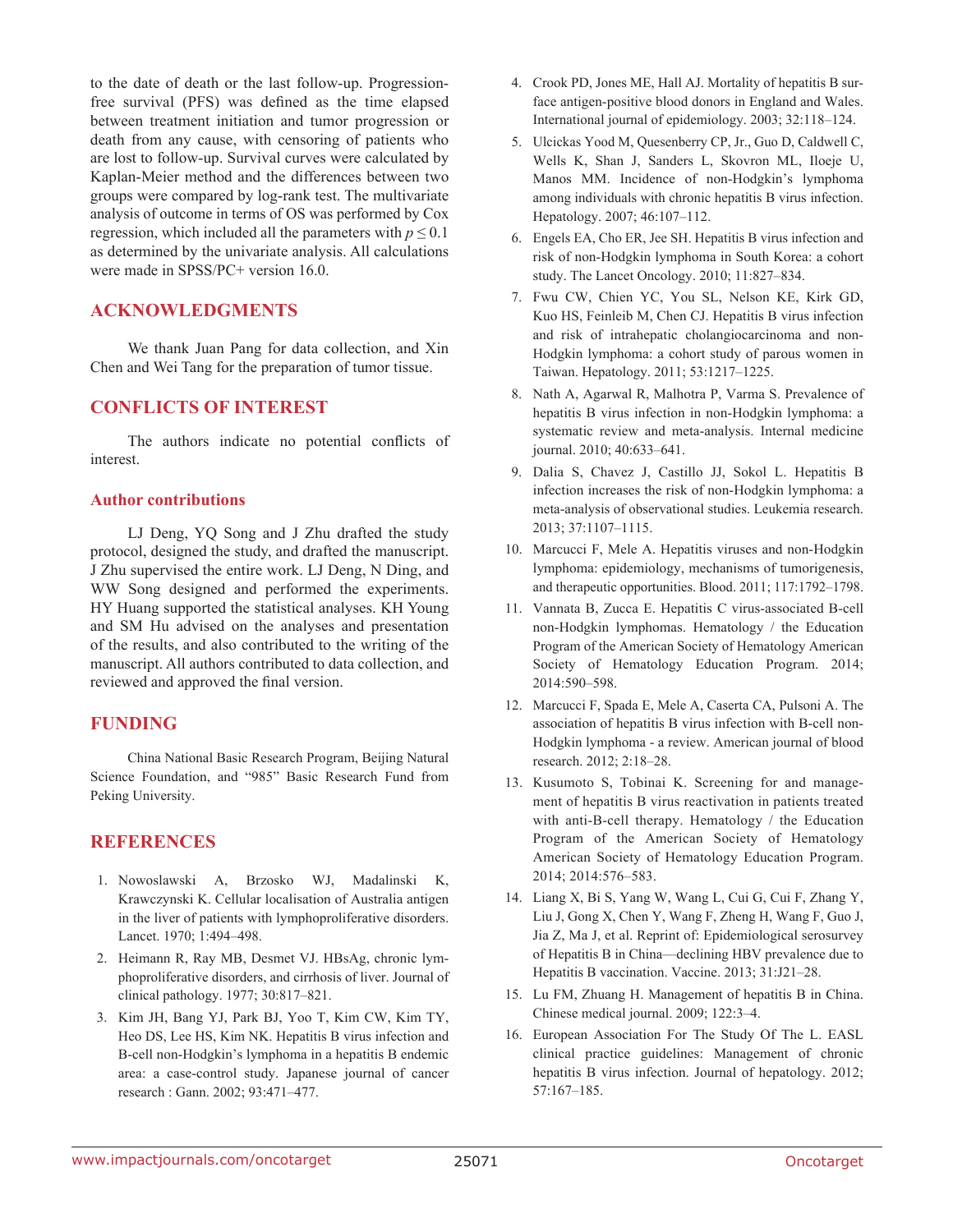to the date of death or the last follow-up. Progression-free survival (PFS) was defined as the time elapsed between treatment initiation and tumor progression or death from any cause, with censoring of patients who are lost to follow-up. Survival curves were calculated by Kaplan-Meier method and the differences between two groups were compared by log-rank test. The multivariate analysis of outcome in terms of OS was performed by Cox regression, which included all the parameters with $p \leq 0.1$ as determined by the univariate analysis. All calculations were made in SPSS/PC+ version 16.0.

## ACKNOWLEDGMENTS

We thank Juan Pang for data collection, and Xin Chen and Wei Tang for the preparation of tumor tissue.

## CONFLICTS OF INTEREST

The authors indicate no potential conflicts of interest.

### Author contributions

LJ Deng, YQ Song and J Zhu drafted the study protocol, designed the study, and drafted the manuscript. J Zhu supervised the entire work. LJ Deng, N Ding, and WW Song designed and performed the experiments. HY Huang supported the statistical analyses. KH Young and SM Hu advised on the analyses and presentation of the results, and also contributed to the writing of the manuscript. All authors contributed to data collection, and reviewed and approved the final version.

## FUNDING

China National Basic Research Program, Beijing Natural Science Foundation, and "985" Basic Research Fund from Peking University.

## REFERENCES

1. Nowoslawski A, Brzosko WJ, Madalinski K, Krawczynski K. Cellular localisation of Australia antigen in the liver of patients with lymphoproliferative disorders. Lancet. 1970; 1:494–498.
2. Heimann R, Ray MB, Desmet VJ. HBsAg, chronic lymphoproliferative disorders, and cirrhosis of liver. Journal of clinical pathology. 1977; 30:817–821.
3. Kim JH, Bang YJ, Park BJ, Yoo T, Kim CW, Kim TY, Heo DS, Lee HS, Kim NK. Hepatitis B virus infection and B-cell non-Hodgkin's lymphoma in a hepatitis B endemic area: a case-control study. Japanese journal of cancer research : Gann. 2002; 93:471–477.
4. Crook PD, Jones ME, Hall AJ. Mortality of hepatitis B surface antigen-positive blood donors in England and Wales. International journal of epidemiology. 2003; 32:118–124.
5. Ulcickas Yood M, Quesenberry CP, Jr., Guo D, Caldwell C, Wells K, Shan J, Sanders L, Skovron ML, Iloeje U, Manos MM. Incidence of non-Hodgkin's lymphoma among individuals with chronic hepatitis B virus infection. Hepatology. 2007; 46:107–112.
6. Engels EA, Cho ER, Jee SH. Hepatitis B virus infection and risk of non-Hodgkin lymphoma in South Korea: a cohort study. The Lancet Oncology. 2010; 11:827–834.
7. Fwu CW, Chien YC, You SL, Nelson KE, Kirk GD, Kuo HS, Feinleib M, Chen CJ. Hepatitis B virus infection and risk of intrahepatic cholangiocarcinoma and non-Hodgkin lymphoma: a cohort study of parous women in Taiwan. Hepatology. 2011; 53:1217–1225.
8. Nath A, Agarwal R, Malhotra P, Varma S. Prevalence of hepatitis B virus infection in non-Hodgkin lymphoma: a systematic review and meta-analysis. Internal medicine journal. 2010; 40:633–641.
9. Dalia S, Chavez J, Castillo JJ, Sokol L. Hepatitis B infection increases the risk of non-Hodgkin lymphoma: a meta-analysis of observational studies. Leukemia research. 2013; 37:1107–1115.
10. Marcucci F, Mele A. Hepatitis viruses and non-Hodgkin lymphoma: epidemiology, mechanisms of tumorigenesis, and therapeutic opportunities. Blood. 2011; 117:1792–1798.
11. Vannata B, Zucca E. Hepatitis C virus-associated B-cell non-Hodgkin lymphomas. Hematology / the Education Program of the American Society of Hematology American Society of Hematology Education Program. 2014; 2014:590–598.
12. Marcucci F, Spada E, Mele A, Caserta CA, Pulsoni A. The association of hepatitis B virus infection with B-cell non-Hodgkin lymphoma - a review. American journal of blood research. 2012; 2:18–28.
13. Kusumoto S, Tobinai K. Screening for and management of hepatitis B virus reactivation in patients treated with anti-B-cell therapy. Hematology / the Education Program of the American Society of Hematology American Society of Hematology Education Program. 2014; 2014:576–583.
14. Liang X, Bi S, Yang W, Wang L, Cui G, Cui F, Zhang Y, Liu J, Gong X, Chen Y, Wang F, Zheng H, Wang F, Guo J, Jia Z, Ma J, et al. Reprint of: Epidemiological serosurvey of Hepatitis B in China—declining HBV prevalence due to Hepatitis B vaccination. Vaccine. 2013; 31:J21–28.
15. Lu FM, Zhuang H. Management of hepatitis B in China. Chinese medical journal. 2009; 122:3–4.
16. European Association For The Study Of The L. EASL clinical practice guidelines: Management of chronic hepatitis B virus infection. Journal of hepatology. 2012; 57:167–185.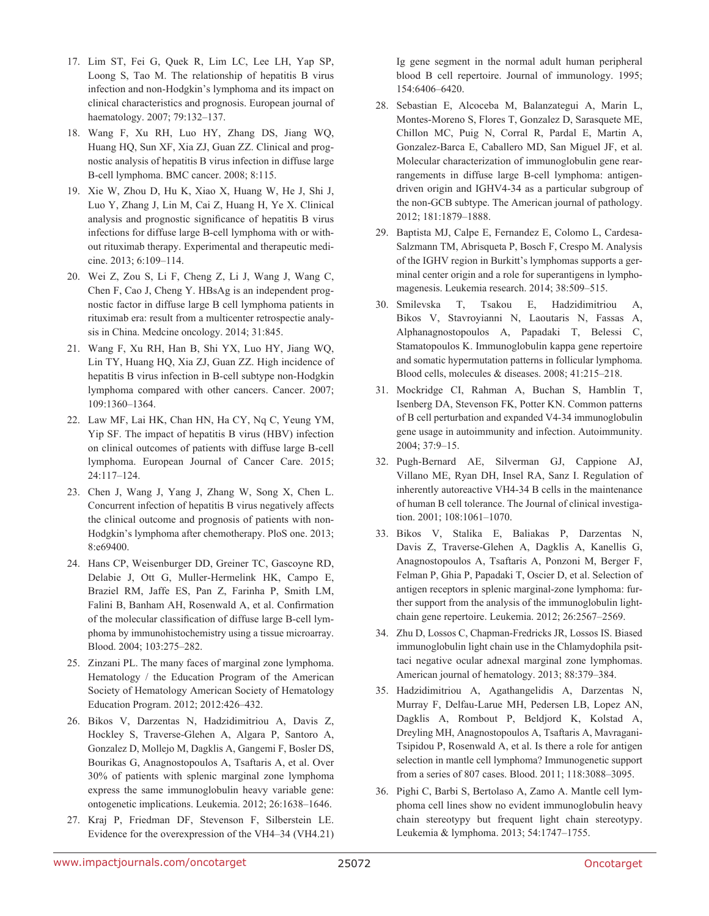17. Lim ST, Fei G, Quek R, Lim LC, Lee LH, Yap SP, Loong S, Tao M. The relationship of hepatitis B virus infection and non-Hodgkin's lymphoma and its impact on clinical characteristics and prognosis. European journal of haematology. 2007; 79:132–137.

18. Wang F, Xu RH, Luo HY, Zhang DS, Jiang WQ, Huang HQ, Sun XF, Xia ZJ, Guan ZZ. Clinical and prognostic analysis of hepatitis B virus infection in diffuse large B-cell lymphoma. BMC cancer. 2008; 8:115.

19. Xie W, Zhou D, Hu K, Xiao X, Huang W, He J, Shi J, Luo Y, Zhang J, Lin M, Cai Z, Huang H, Ye X. Clinical analysis and prognostic significance of hepatitis B virus infections for diffuse large B-cell lymphoma with or without rituximab therapy. Experimental and therapeutic medicine. 2013; 6:109–114.

20. Wei Z, Zou S, Li F, Cheng Z, Li J, Wang J, Wang C, Chen F, Cao J, Cheng Y. HBsAg is an independent prognostic factor in diffuse large B cell lymphoma patients in rituximab era: result from a multicenter retrospectie analysis in China. Medcine oncology. 2014; 31:845.

21. Wang F, Xu RH, Han B, Shi YX, Luo HY, Jiang WQ, Lin TY, Huang HQ, Xia ZJ, Guan ZZ. High incidence of hepatitis B virus infection in B-cell subtype non-Hodgkin lymphoma compared with other cancers. Cancer. 2007; 109:1360–1364.

22. Law MF, Lai HK, Chan HN, Ha CY, Nq C, Yeung YM, Yip SF. The impact of hepatitis B virus (HBV) infection on clinical outcomes of patients with diffuse large B-cell lymphoma. European Journal of Cancer Care. 2015; 24:117–124.

23. Chen J, Wang J, Yang J, Zhang W, Song X, Chen L. Concurrent infection of hepatitis B virus negatively affects the clinical outcome and prognosis of patients with non-Hodgkin's lymphoma after chemotherapy. PloS one. 2013; 8:e69400.

24. Hans CP, Weisenburger DD, Greiner TC, Gascoyne RD, Delabie J, Ott G, Muller-Hermelink HK, Campo E, Braziel RM, Jaffe ES, Pan Z, Farinha P, Smith LM, Falini B, Banham AH, Rosenwald A, et al. Confirmation of the molecular classification of diffuse large B-cell lymphoma by immunohistochemistry using a tissue microarray. Blood. 2004; 103:275–282.

25. Zinzani PL. The many faces of marginal zone lymphoma. Hematology / the Education Program of the American Society of Hematology American Society of Hematology Education Program. 2012; 2012:426–432.

26. Bikos V, Darzentas N, Hadzidimitriou A, Davis Z, Hockley S, Traverse-Glehen A, Algara P, Santoro A, Gonzalez D, Mollejo M, Dagklis A, Gangemi F, Bosler DS, Bourikas G, Anagnostopoulos A, Tsaftaris A, et al. Over 30% of patients with splenic marginal zone lymphoma express the same immunoglobulin heavy variable gene: ontogenetic implications. Leukemia. 2012; 26:1638–1646.

27. Kraj P, Friedman DF, Stevenson F, Silberstein LE. Evidence for the overexpression of the VH4–34 (VH4.21) Ig gene segment in the normal adult human peripheral blood B cell repertoire. Journal of immunology. 1995; 154:6406–6420.

28. Sebastian E, Alcoceba M, Balanzategui A, Marin L, Montes-Moreno S, Flores T, Gonzalez D, Sarasquete ME, Chillon MC, Puig N, Corral R, Pardal E, Martin A, Gonzalez-Barca E, Caballero MD, San Miguel JF, et al. Molecular characterization of immunoglobulin gene rearrangements in diffuse large B-cell lymphoma: antigen-driven origin and IGHV4-34 as a particular subgroup of the non-GCB subtype. The American journal of pathology. 2012; 181:1879–1888.

29. Baptista MJ, Calpe E, Fernandez E, Colomo L, Cardesa-Salzmann TM, Abrisqueta P, Bosch F, Crespo M. Analysis of the IGHV region in Burkitt's lymphomas supports a germinal center origin and a role for superantigens in lymphomagenesis. Leukemia research. 2014; 38:509–515.

30. Smilevska T, Tsakou E, Hadzidimitriou A, Bikos V, Stavroyianni N, Laoutaris N, Fassas A, Alphanagnostopoulos A, Papadaki T, Belessi C, Stamatopoulos K. Immunoglobulin kappa gene repertoire and somatic hypermutation patterns in follicular lymphoma. Blood cells, molecules & diseases. 2008; 41:215–218.

31. Mockridge CI, Rahman A, Buchan S, Hamblin T, Isenberg DA, Stevenson FK, Potter KN. Common patterns of B cell perturbation and expanded V4-34 immunoglobulin gene usage in autoimmunity and infection. Autoimmunity. 2004; 37:9–15.

32. Pugh-Bernard AE, Silverman GJ, Cappione AJ, Villano ME, Ryan DH, Insel RA, Sanz I. Regulation of inherently autoreactive VH4-34 B cells in the maintenance of human B cell tolerance. The Journal of clinical investigation. 2001; 108:1061–1070.

33. Bikos V, Stalika E, Baliakas P, Darzentas N, Davis Z, Traverse-Glehen A, Dagklis A, Kanellis G, Anagnostopoulos A, Tsaftaris A, Ponzoni M, Berger F, Felman P, Ghia P, Papadaki T, Oscier D, et al. Selection of antigen receptors in splenic marginal-zone lymphoma: further support from the analysis of the immunoglobulin light-chain gene repertoire. Leukemia. 2012; 26:2567–2569.

34. Zhu D, Lossos C, Chapman-Fredricks JR, Lossos IS. Biased immunoglobulin light chain use in the Chlamydophila psittaci negative ocular adnexal marginal zone lymphomas. American journal of hematology. 2013; 88:379–384.

35. Hadzidimitriou A, Agathangelidis A, Darzentas N, Murray F, Delfau-Larue MH, Pedersen LB, Lopez AN, Dagklis A, Rombout P, Beldjord K, Kolstad A, Dreyling MH, Anagnostopoulos A, Tsaftaris A, Mavragani-Tsipidou P, Rosenwald A, et al. Is there a role for antigen selection in mantle cell lymphoma? Immunogenetic support from a series of 807 cases. Blood. 2011; 118:3088–3095.

36. Pighi C, Barbi S, Bertolaso A, Zamo A. Mantle cell lymphoma cell lines show no evident immunoglobulin heavy chain stereotypy but frequent light chain stereotypy. Leukemia & lymphoma. 2013; 54:1747–1755.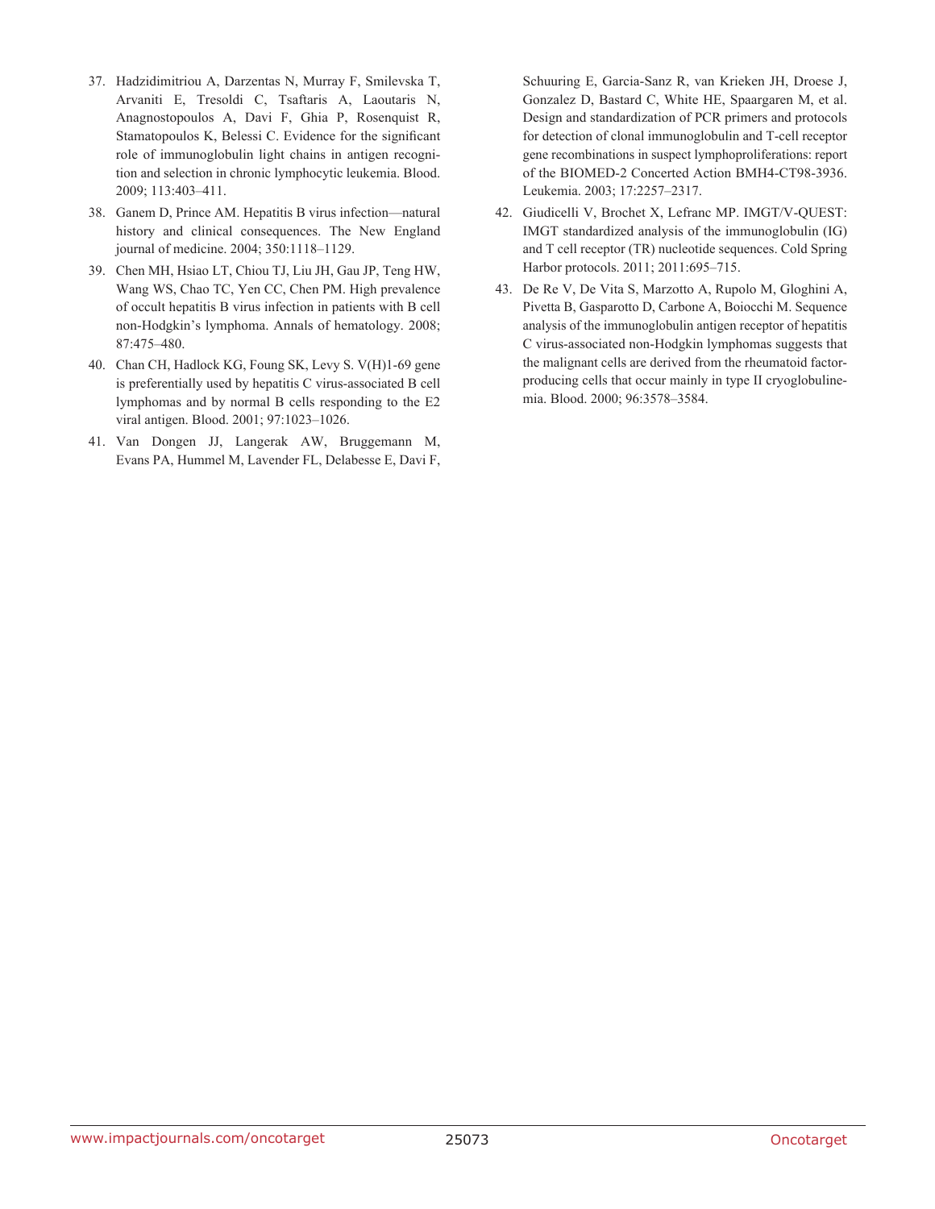37. Hadzidimitriou A, Darzentas N, Murray F, Smilevska T, Arvaniti E, Tresoldi C, Tsaftaris A, Laoutaris N, Anagnostopoulos A, Davi F, Ghia P, Rosenquist R, Stamatopoulos K, Belessi C. Evidence for the significant role of immunoglobulin light chains in antigen recognition and selection in chronic lymphocytic leukemia. Blood. 2009; 113:403–411.

38. Ganem D, Prince AM. Hepatitis B virus infection—natural history and clinical consequences. The New England journal of medicine. 2004; 350:1118–1129.

39. Chen MH, Hsiao LT, Chiou TJ, Liu JH, Gau JP, Teng HW, Wang WS, Chao TC, Yen CC, Chen PM. High prevalence of occult hepatitis B virus infection in patients with B cell non-Hodgkin's lymphoma. Annals of hematology. 2008; 87:475–480.

40. Chan CH, Hadlock KG, Foung SK, Levy S. V(H)1-69 gene is preferentially used by hepatitis C virus-associated B cell lymphomas and by normal B cells responding to the E2 viral antigen. Blood. 2001; 97:1023–1026.

41. Van Dongen JJ, Langerak AW, Bruggemann M, Evans PA, Hummel M, Lavender FL, Delabesse E, Davi F, Schuuring E, Garcia-Sanz R, van Krieken JH, Droese J, Gonzalez D, Bastard C, White HE, Spaargaren M, et al. Design and standardization of PCR primers and protocols for detection of clonal immunoglobulin and T-cell receptor gene recombinations in suspect lymphoproliferations: report of the BIOMED-2 Concerted Action BMH4-CT98-3936. Leukemia. 2003; 17:2257–2317.

42. Giudicelli V, Brochet X, Lefranc MP. IMGT/V-QUEST: IMGT standardized analysis of the immunoglobulin (IG) and T cell receptor (TR) nucleotide sequences. Cold Spring Harbor protocols. 2011; 2011:695–715.

43. De Re V, De Vita S, Marzotto A, Rupolo M, Gloghini A, Pivetta B, Gasparotto D, Carbone A, Boiocchi M. Sequence analysis of the immunoglobulin antigen receptor of hepatitis C virus-associated non-Hodgkin lymphomas suggests that the malignant cells are derived from the rheumatoid factor-producing cells that occur mainly in type II cryoglobulinemia. Blood. 2000; 96:3578–3584.